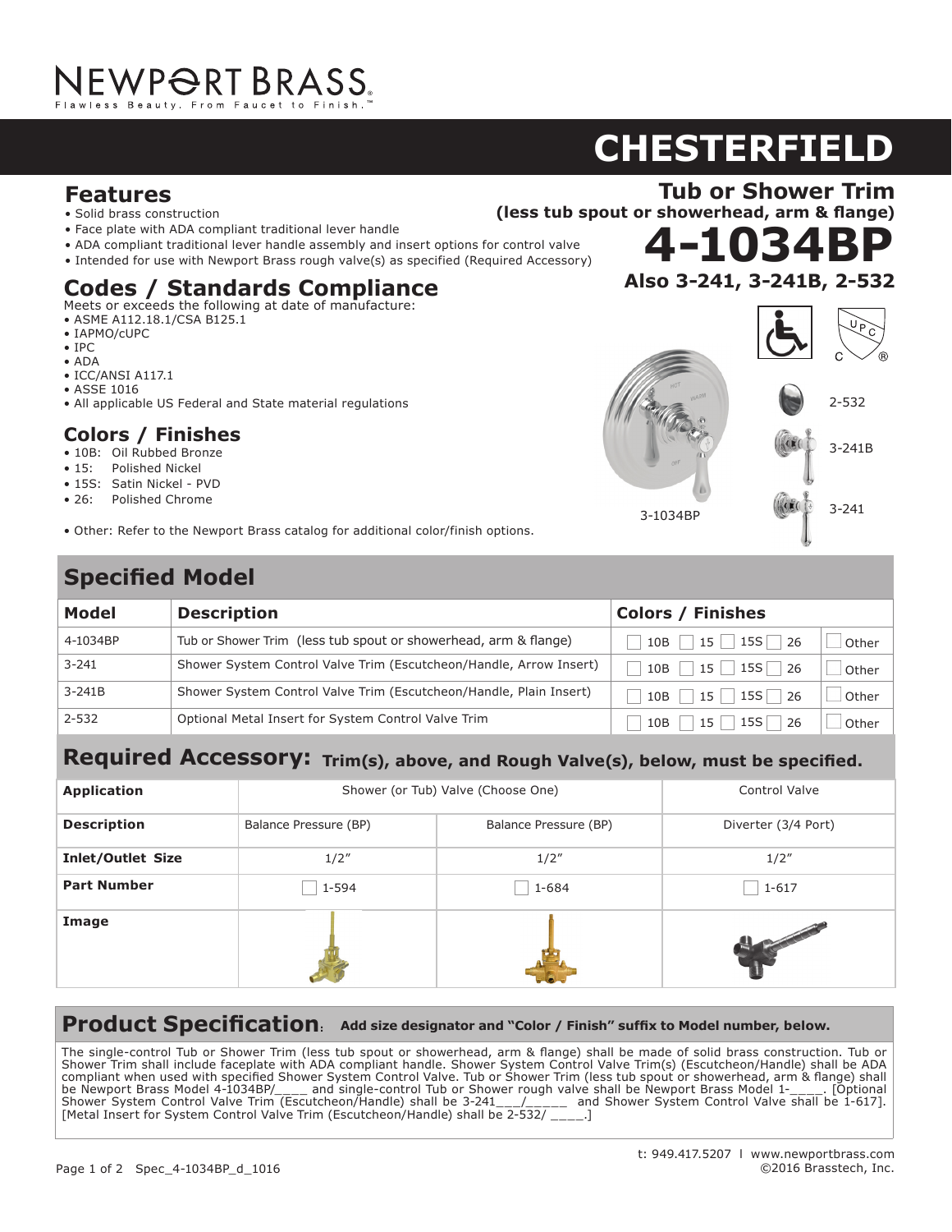NEWPORT BRASS
Flawless Beauty. From Faucet to Finish.™

# CHESTERFIELD

## Tub or Shower Trim

**(less tub spout or showerhead, arm & flange)**

# 4-1034BP

**Also 3-241, 3-241B, 2-532**

## Features

- Solid brass construction
- Face plate with ADA compliant traditional lever handle
- ADA compliant traditional lever handle assembly and insert options for control valve
- Intended for use with Newport Brass rough valve(s) as specified (Required Accessory)

## Codes / Standards Compliance

Meets or exceeds the following at date of manufacture:

- ASME A112.18.1/CSA B125.1
- IAPMO/cUPC
- IPC
- ADA
- ICC/ANSI A117.1
- ASSE 1016
- All applicable US Federal and State material regulations

## Colors / Finishes

- 10B: Oil Rubbed Bronze
- 15: Polished Nickel
- 15S: Satin Nickel - PVD
- 26: Polished Chrome

- Other: Refer to the Newport Brass catalog for additional color/finish options.

3-1034BP

2-532

3-241B

3-241

## Specified Model

| Model | Description | Colors / Finishes | |
|---|---|---|---|
| 4-1034BP | Tub or Shower Trim (less tub spout or showerhead, arm & flange) | ☐ 10B ☐ 15 ☐ 15S ☐ 26 | ☐ Other |
| 3-241 | Shower System Control Valve Trim (Escutcheon/Handle, Arrow Insert) | ☐ 10B ☐ 15 ☐ 15S ☐ 26 | ☐ Other |
| 3-241B | Shower System Control Valve Trim (Escutcheon/Handle, Plain Insert) | ☐ 10B ☐ 15 ☐ 15S ☐ 26 | ☐ Other |
| 2-532 | Optional Metal Insert for System Control Valve Trim | ☐ 10B ☐ 15 ☐ 15S ☐ 26 | ☐ Other |

## Required Accessory: Trim(s), above, and Rough Valve(s), below, must be specified.

| Application | Shower (or Tub) Valve (Choose One) | | Control Valve |
|---|---|---|---|
| **Description** | Balance Pressure (BP) | Balance Pressure (BP) | Diverter (3/4 Port) |
| **Inlet/Outlet Size** | 1/2″ | 1/2″ | 1/2″ |
| **Part Number** | ☐ 1-594 | ☐ 1-684 | ☐ 1-617 |
| **Image** | | | |

## Product Specification: Add size designator and "Color / Finish" suffix to Model number, below.

The single-control Tub or Shower Trim (less tub spout or showerhead, arm & flange) shall be made of solid brass construction. Tub or Shower Trim shall include faceplate with ADA compliant handle. Shower System Control Valve Trim(s) (Escutcheon/Handle) shall be ADA compliant when used with specified Shower System Control Valve. Tub or Shower Trim (less tub spout or showerhead, arm & flange) shall be Newport Brass Model 4-1034BP/____ and single-control Tub or Shower rough valve shall be Newport Brass Model 1-____. [Optional Shower System Control Valve Trim (Escutcheon/Handle) shall be 3-241___/_____ and Shower System Control Valve shall be 1-617]. [Metal Insert for System Control Valve Trim (Escutcheon/Handle) shall be 2-532/ ____.]

t: 949.417.5207 l www.newportbrass.com
Spec_4-1034BP_d_1016
©2016 Brasstech, Inc.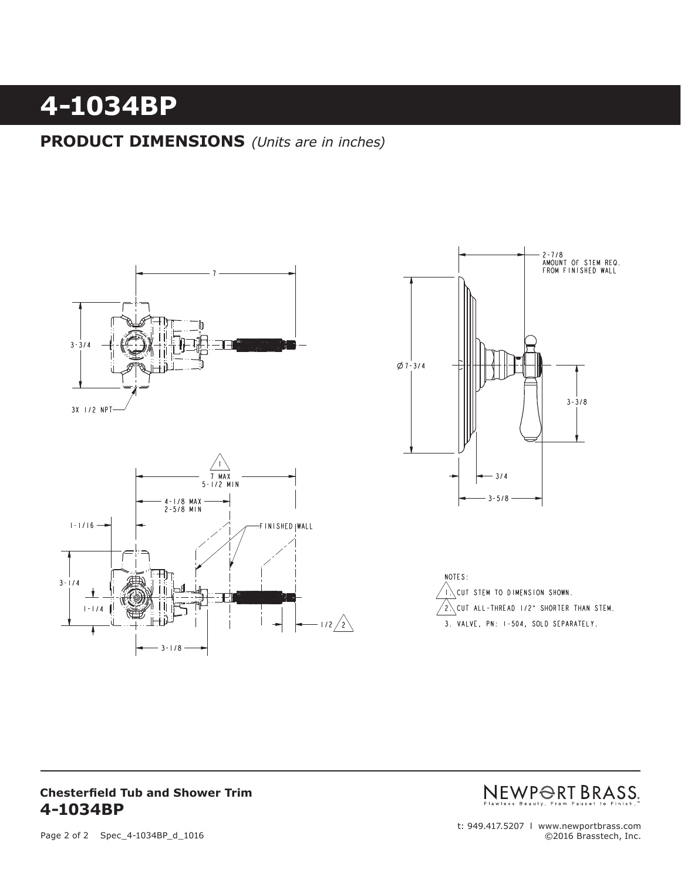# 4-1034BP

## PRODUCT DIMENSIONS *(Units are in inches)*

7

3-3/4

3X 1/2 NPT

2-7/8
AMOUNT OF STEM REQ.
FROM FINISHED WALL

Ø7-3/4

3-3/8

3/4

3-5/8

1
7 MAX
5-1/2 MIN

4-1/8 MAX
2-5/8 MIN

1-1/16

FINISHED WALL

3-1/4

1-1/4

3-1/8

1/2 2

NOTES:

1. CUT STEM TO DIMENSION SHOWN.

2. CUT ALL-THREAD 1/2" SHORTER THAN STEM.

3. VALVE, PN: 1-504, SOLD SEPARATELY.

**Chesterfield Tub and Shower Trim**
**4-1034BP**

NEWPORT BRASS.
Flawless Beauty. From Faucet to Finish.™

t: 949.417.5207 | www.newportbrass.com
©2016 Brasstech, Inc.

Spec_4-1034BP_d_1016